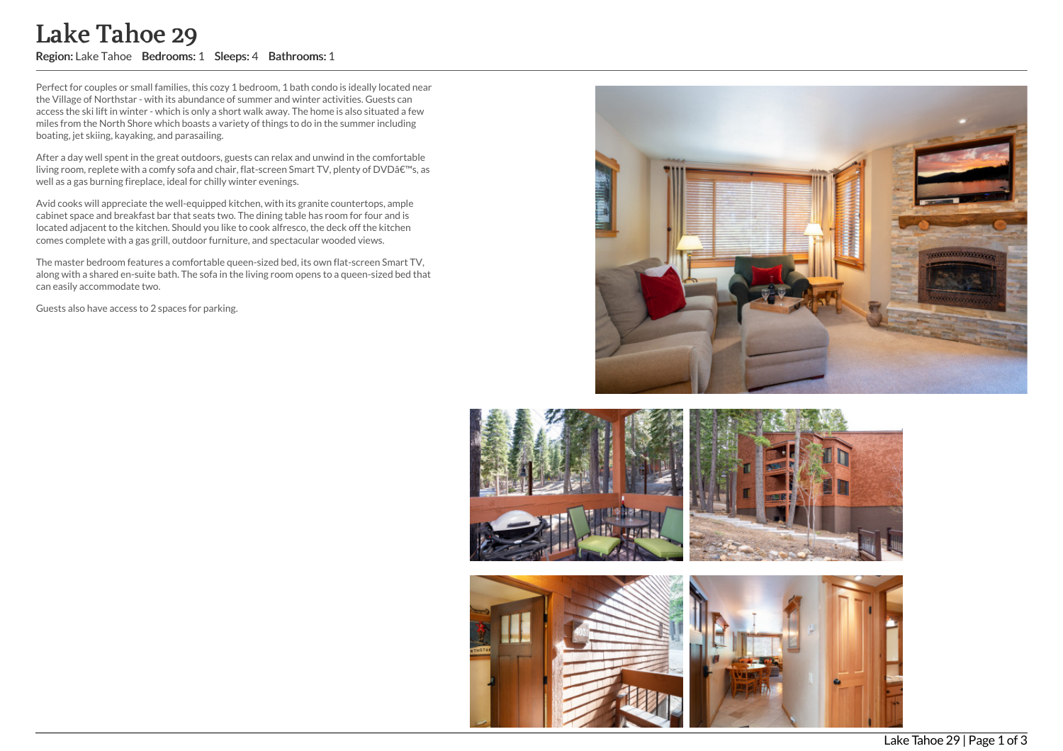# Lake Tahoe 29

**Region:** Lake Tahoe **Bedrooms:** 1 **Sleeps:** 4 **Bathrooms:** 1

Perfect for couples or small families, this cozy 1 bedroom, 1 bath condo is ideally located near the Village of Northstar - with its abundance of summer and winter activities. Guests can access the ski lift in winter - which is only a short walk away. The home is also situated a few miles from the North Shore which boasts a variety of things to do in the summer including boating, jet skiing, kayaking, and parasailing.

After a day well spent in the great outdoors, guests can relax and unwind in the comfortable living room, replete with a comfy sofa and chair, flat-screen Smart TV, plenty of DVDâ€™s, as well as a gas burning fireplace, ideal for chilly winter evenings.

Avid cooks will appreciate the well-equipped kitchen, with its granite countertops, ample cabinet space and breakfast bar that seats two. The dining table has room for four and is located adjacent to the kitchen. Should you like to cook alfresco, the deck off the kitchen comes complete with a gas grill, outdoor furniture, and spectacular wooded views.

The master bedroom features a comfortable queen-sized bed, its own flat-screen Smart TV, along with a shared en-suite bath. The sofa in the living room opens to a queen-sized bed that can easily accommodate two.

Guests also have access to 2 spaces for parking.